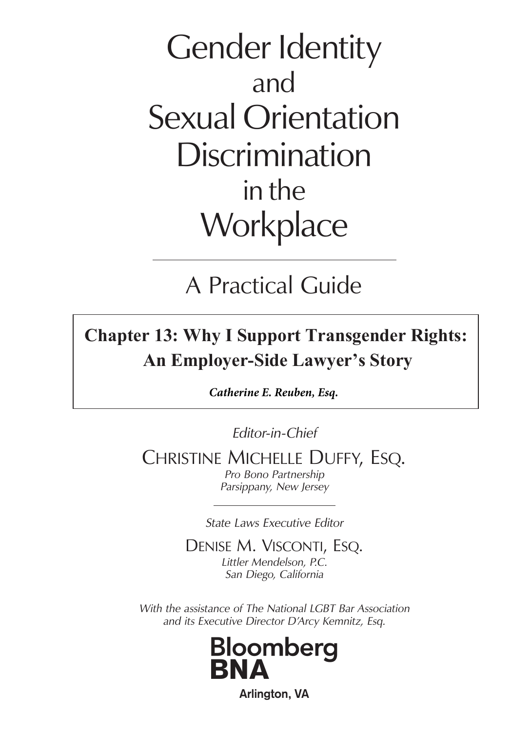# Gender Identity and Sexual Orientation Discrimination in the Workplace

## A Practical Guide

**Chapter 13: Why I Support Transgender Rights: An Employer-Side Lawyer's Story**

***Catherine E. Reuben, Esq.***

*Editor-in-Chief*

CHRISTINE MICHELLE DUFFY, ESQ.
*Pro Bono Partnership*
*Parsippany, New Jersey*

*State Laws Executive Editor*

DENISE M. VISCONTI, ESQ.
*Littler Mendelson, P.C.*
*San Diego, California*

*With the assistance of The National LGBT Bar Association and its Executive Director D'Arcy Kemnitz, Esq.*

**Bloomberg BNA**

**Arlington, VA**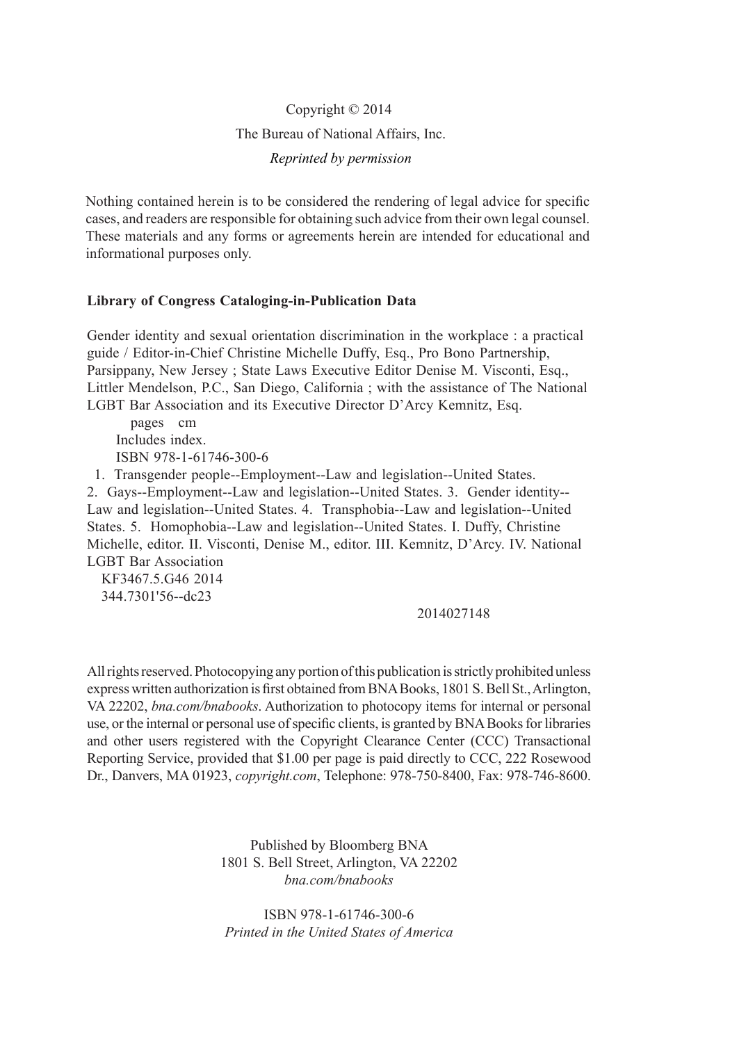Copyright © 2014

The Bureau of National Affairs, Inc.

*Reprinted by permission*

Nothing contained herein is to be considered the rendering of legal advice for specific cases, and readers are responsible for obtaining such advice from their own legal counsel. These materials and any forms or agreements herein are intended for educational and informational purposes only.

**Library of Congress Cataloging-in-Publication Data**

Gender identity and sexual orientation discrimination in the workplace : a practical guide / Editor-in-Chief Christine Michelle Duffy, Esq., Pro Bono Partnership, Parsippany, New Jersey ; State Laws Executive Editor Denise M. Visconti, Esq., Littler Mendelson, P.C., San Diego, California ; with the assistance of The National LGBT Bar Association and its Executive Director D'Arcy Kemnitz, Esq.

pages cm

Includes index.

ISBN 978-1-61746-300-6

1. Transgender people--Employment--Law and legislation--United States. 2. Gays--Employment--Law and legislation--United States. 3. Gender identity--Law and legislation--United States. 4. Transphobia--Law and legislation--United States. 5. Homophobia--Law and legislation--United States. I. Duffy, Christine Michelle, editor. II. Visconti, Denise M., editor. III. Kemnitz, D'Arcy. IV. National LGBT Bar Association

KF3467.5.G46 2014

344.7301'56--dc23

2014027148

All rights reserved. Photocopying any portion of this publication is strictly prohibited unless express written authorization is first obtained from BNA Books, 1801 S. Bell St., Arlington, VA 22202, *bna.com/bnabooks*. Authorization to photocopy items for internal or personal use, or the internal or personal use of specific clients, is granted by BNA Books for libraries and other users registered with the Copyright Clearance Center (CCC) Transactional Reporting Service, provided that $1.00 per page is paid directly to CCC, 222 Rosewood Dr., Danvers, MA 01923, *copyright.com*, Telephone: 978-750-8400, Fax: 978-746-8600.

Published by Bloomberg BNA
1801 S. Bell Street, Arlington, VA 22202
*bna.com/bnabooks*

ISBN 978-1-61746-300-6
*Printed in the United States of America*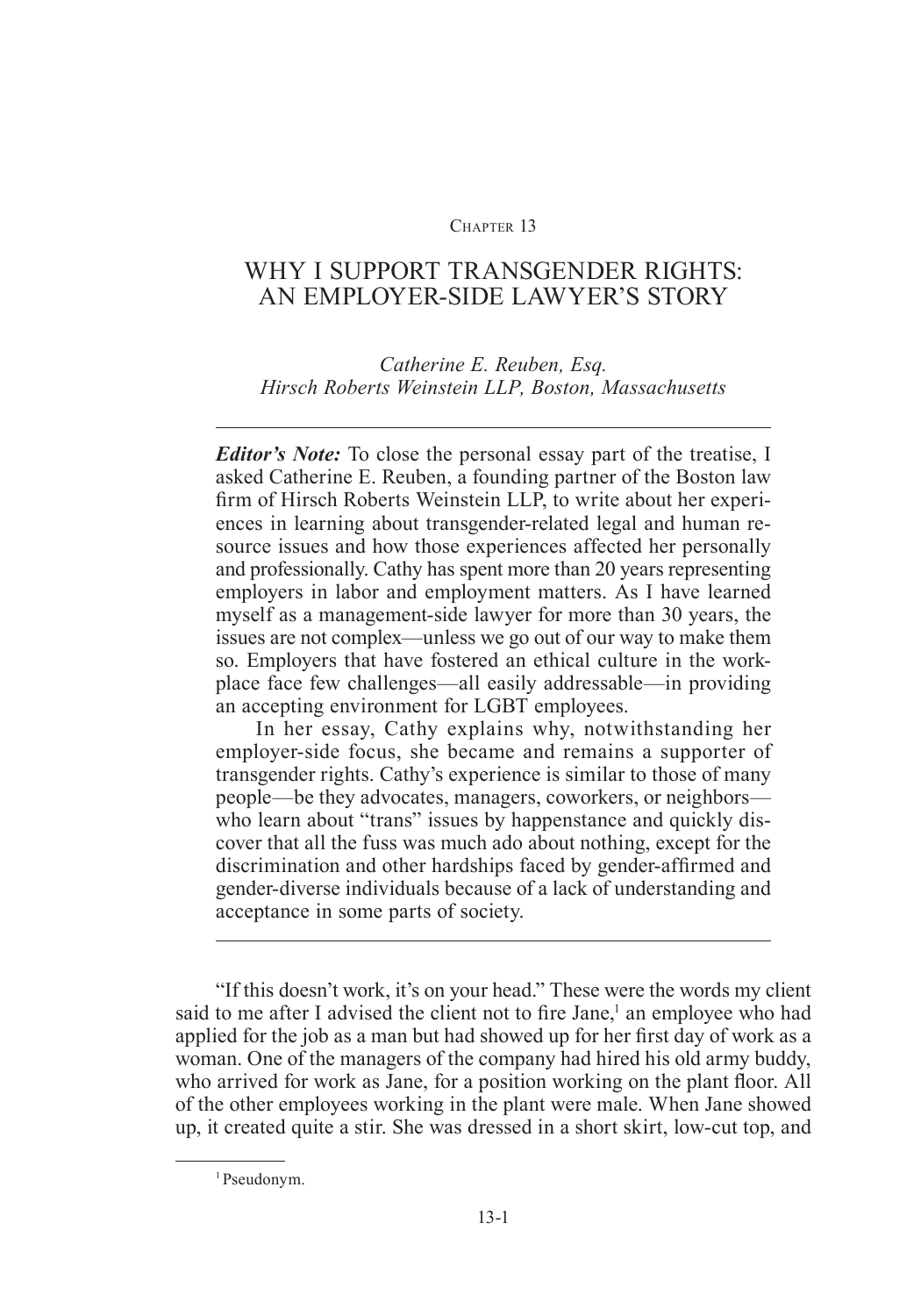Chapter 13

# WHY I SUPPORT TRANSGENDER RIGHTS: AN EMPLOYER-SIDE LAWYER'S STORY

*Catherine E. Reuben, Esq.*
*Hirsch Roberts Weinstein LLP, Boston, Massachusetts*

---

***Editor's Note:*** To close the personal essay part of the treatise, I asked Catherine E. Reuben, a founding partner of the Boston law firm of Hirsch Roberts Weinstein LLP, to write about her experiences in learning about transgender-related legal and human resource issues and how those experiences affected her personally and professionally. Cathy has spent more than 20 years representing employers in labor and employment matters. As I have learned myself as a management-side lawyer for more than 30 years, the issues are not complex—unless we go out of our way to make them so. Employers that have fostered an ethical culture in the workplace face few challenges—all easily addressable—in providing an accepting environment for LGBT employees.

In her essay, Cathy explains why, notwithstanding her employer-side focus, she became and remains a supporter of transgender rights. Cathy's experience is similar to those of many people—be they advocates, managers, coworkers, or neighbors—who learn about "trans" issues by happenstance and quickly discover that all the fuss was much ado about nothing, except for the discrimination and other hardships faced by gender-affirmed and gender-diverse individuals because of a lack of understanding and acceptance in some parts of society.

---

"If this doesn't work, it's on your head." These were the words my client said to me after I advised the client not to fire Jane,[1] an employee who had applied for the job as a man but had showed up for her first day of work as a woman. One of the managers of the company had hired his old army buddy, who arrived for work as Jane, for a position working on the plant floor. All of the other employees working in the plant were male. When Jane showed up, it created quite a stir. She was dressed in a short skirt, low-cut top, and

[1] Pseudonym.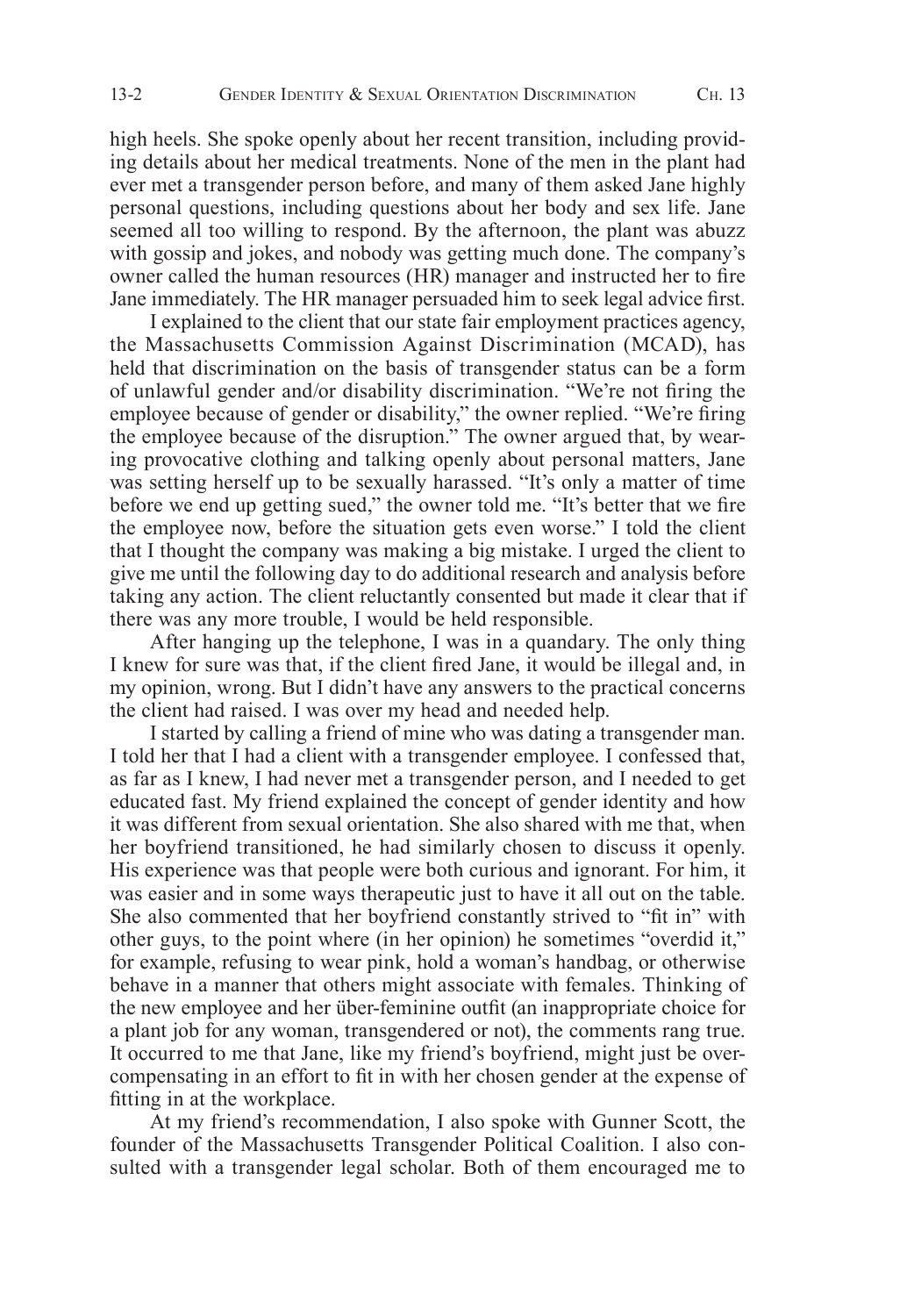high heels. She spoke openly about her recent transition, including providing details about her medical treatments. None of the men in the plant had ever met a transgender person before, and many of them asked Jane highly personal questions, including questions about her body and sex life. Jane seemed all too willing to respond. By the afternoon, the plant was abuzz with gossip and jokes, and nobody was getting much done. The company's owner called the human resources (HR) manager and instructed her to fire Jane immediately. The HR manager persuaded him to seek legal advice first.

I explained to the client that our state fair employment practices agency, the Massachusetts Commission Against Discrimination (MCAD), has held that discrimination on the basis of transgender status can be a form of unlawful gender and/or disability discrimination. "We're not firing the employee because of gender or disability," the owner replied. "We're firing the employee because of the disruption." The owner argued that, by wearing provocative clothing and talking openly about personal matters, Jane was setting herself up to be sexually harassed. "It's only a matter of time before we end up getting sued," the owner told me. "It's better that we fire the employee now, before the situation gets even worse." I told the client that I thought the company was making a big mistake. I urged the client to give me until the following day to do additional research and analysis before taking any action. The client reluctantly consented but made it clear that if there was any more trouble, I would be held responsible.

After hanging up the telephone, I was in a quandary. The only thing I knew for sure was that, if the client fired Jane, it would be illegal and, in my opinion, wrong. But I didn't have any answers to the practical concerns the client had raised. I was over my head and needed help.

I started by calling a friend of mine who was dating a transgender man. I told her that I had a client with a transgender employee. I confessed that, as far as I knew, I had never met a transgender person, and I needed to get educated fast. My friend explained the concept of gender identity and how it was different from sexual orientation. She also shared with me that, when her boyfriend transitioned, he had similarly chosen to discuss it openly. His experience was that people were both curious and ignorant. For him, it was easier and in some ways therapeutic just to have it all out on the table. She also commented that her boyfriend constantly strived to "fit in" with other guys, to the point where (in her opinion) he sometimes "overdid it," for example, refusing to wear pink, hold a woman's handbag, or otherwise behave in a manner that others might associate with females. Thinking of the new employee and her über-feminine outfit (an inappropriate choice for a plant job for any woman, transgendered or not), the comments rang true. It occurred to me that Jane, like my friend's boyfriend, might just be overcompensating in an effort to fit in with her chosen gender at the expense of fitting in at the workplace.

At my friend's recommendation, I also spoke with Gunner Scott, the founder of the Massachusetts Transgender Political Coalition. I also consulted with a transgender legal scholar. Both of them encouraged me to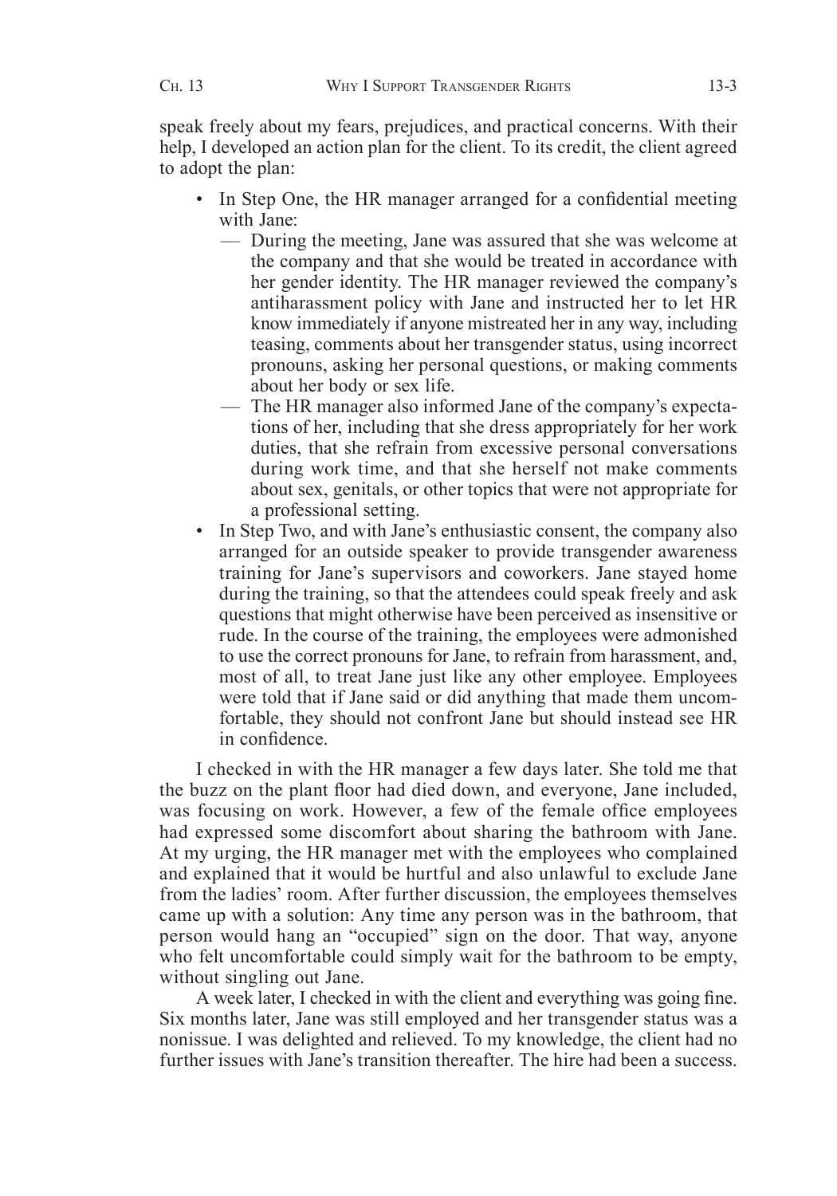speak freely about my fears, prejudices, and practical concerns. With their help, I developed an action plan for the client. To its credit, the client agreed to adopt the plan:

- In Step One, the HR manager arranged for a confidential meeting with Jane:
  - During the meeting, Jane was assured that she was welcome at the company and that she would be treated in accordance with her gender identity. The HR manager reviewed the company's antiharassment policy with Jane and instructed her to let HR know immediately if anyone mistreated her in any way, including teasing, comments about her transgender status, using incorrect pronouns, asking her personal questions, or making comments about her body or sex life.
  - The HR manager also informed Jane of the company's expectations of her, including that she dress appropriately for her work duties, that she refrain from excessive personal conversations during work time, and that she herself not make comments about sex, genitals, or other topics that were not appropriate for a professional setting.
- In Step Two, and with Jane's enthusiastic consent, the company also arranged for an outside speaker to provide transgender awareness training for Jane's supervisors and coworkers. Jane stayed home during the training, so that the attendees could speak freely and ask questions that might otherwise have been perceived as insensitive or rude. In the course of the training, the employees were admonished to use the correct pronouns for Jane, to refrain from harassment, and, most of all, to treat Jane just like any other employee. Employees were told that if Jane said or did anything that made them uncomfortable, they should not confront Jane but should instead see HR in confidence.

I checked in with the HR manager a few days later. She told me that the buzz on the plant floor had died down, and everyone, Jane included, was focusing on work. However, a few of the female office employees had expressed some discomfort about sharing the bathroom with Jane. At my urging, the HR manager met with the employees who complained and explained that it would be hurtful and also unlawful to exclude Jane from the ladies' room. After further discussion, the employees themselves came up with a solution: Any time any person was in the bathroom, that person would hang an "occupied" sign on the door. That way, anyone who felt uncomfortable could simply wait for the bathroom to be empty, without singling out Jane.

A week later, I checked in with the client and everything was going fine. Six months later, Jane was still employed and her transgender status was a nonissue. I was delighted and relieved. To my knowledge, the client had no further issues with Jane's transition thereafter. The hire had been a success.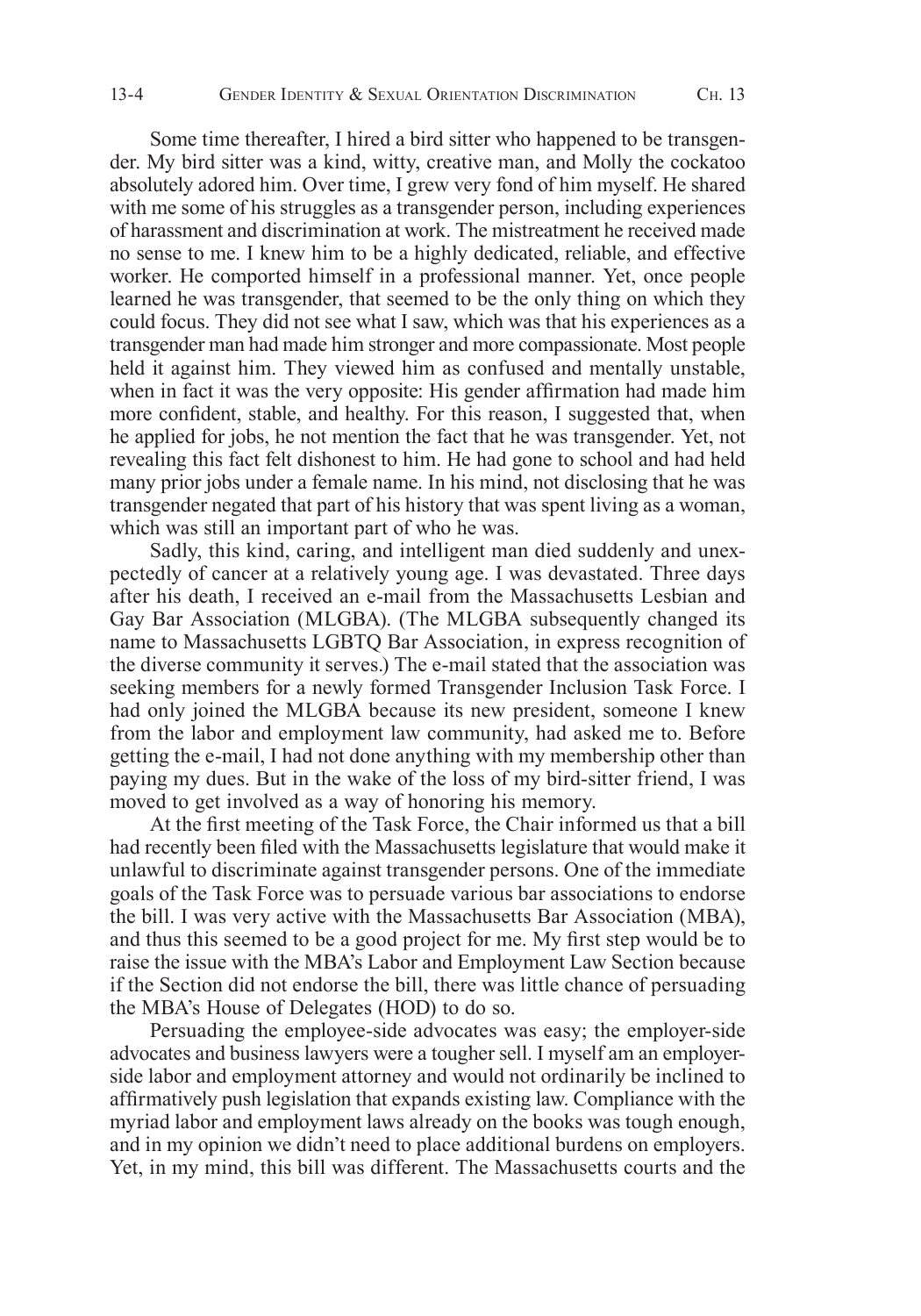Some time thereafter, I hired a bird sitter who happened to be transgender. My bird sitter was a kind, witty, creative man, and Molly the cockatoo absolutely adored him. Over time, I grew very fond of him myself. He shared with me some of his struggles as a transgender person, including experiences of harassment and discrimination at work. The mistreatment he received made no sense to me. I knew him to be a highly dedicated, reliable, and effective worker. He comported himself in a professional manner. Yet, once people learned he was transgender, that seemed to be the only thing on which they could focus. They did not see what I saw, which was that his experiences as a transgender man had made him stronger and more compassionate. Most people held it against him. They viewed him as confused and mentally unstable, when in fact it was the very opposite: His gender affirmation had made him more confident, stable, and healthy. For this reason, I suggested that, when he applied for jobs, he not mention the fact that he was transgender. Yet, not revealing this fact felt dishonest to him. He had gone to school and had held many prior jobs under a female name. In his mind, not disclosing that he was transgender negated that part of his history that was spent living as a woman, which was still an important part of who he was.

Sadly, this kind, caring, and intelligent man died suddenly and unexpectedly of cancer at a relatively young age. I was devastated. Three days after his death, I received an e-mail from the Massachusetts Lesbian and Gay Bar Association (MLGBA). (The MLGBA subsequently changed its name to Massachusetts LGBTQ Bar Association, in express recognition of the diverse community it serves.) The e-mail stated that the association was seeking members for a newly formed Transgender Inclusion Task Force. I had only joined the MLGBA because its new president, someone I knew from the labor and employment law community, had asked me to. Before getting the e-mail, I had not done anything with my membership other than paying my dues. But in the wake of the loss of my bird-sitter friend, I was moved to get involved as a way of honoring his memory.

At the first meeting of the Task Force, the Chair informed us that a bill had recently been filed with the Massachusetts legislature that would make it unlawful to discriminate against transgender persons. One of the immediate goals of the Task Force was to persuade various bar associations to endorse the bill. I was very active with the Massachusetts Bar Association (MBA), and thus this seemed to be a good project for me. My first step would be to raise the issue with the MBA's Labor and Employment Law Section because if the Section did not endorse the bill, there was little chance of persuading the MBA's House of Delegates (HOD) to do so.

Persuading the employee-side advocates was easy; the employer-side advocates and business lawyers were a tougher sell. I myself am an employer-side labor and employment attorney and would not ordinarily be inclined to affirmatively push legislation that expands existing law. Compliance with the myriad labor and employment laws already on the books was tough enough, and in my opinion we didn't need to place additional burdens on employers. Yet, in my mind, this bill was different. The Massachusetts courts and the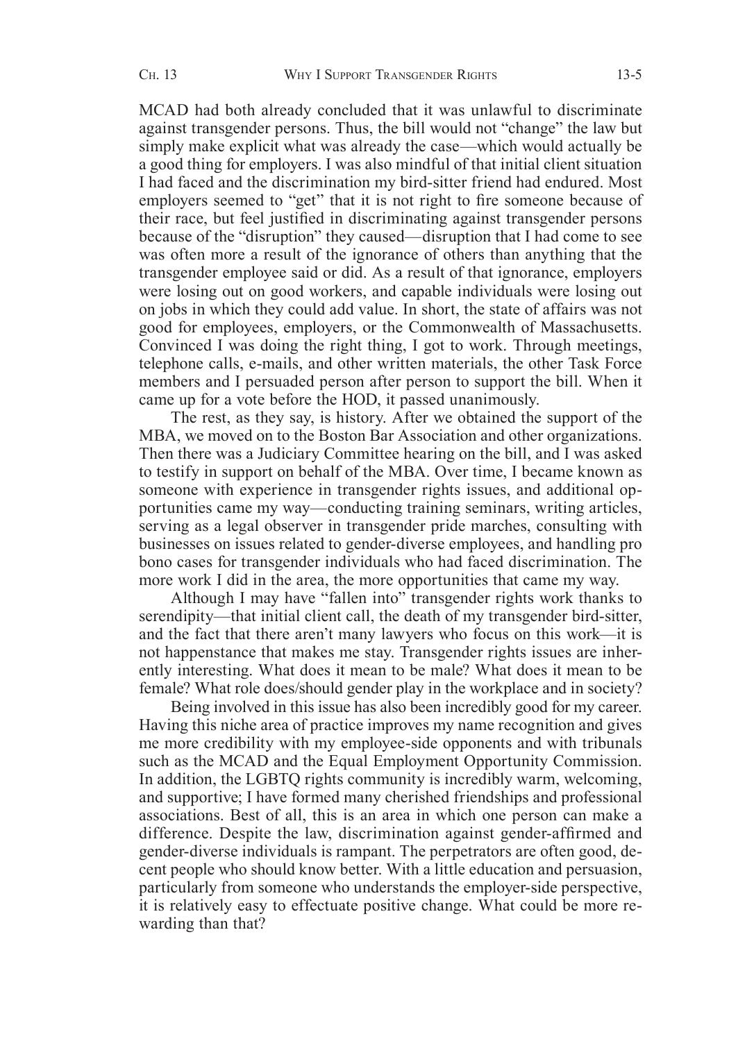MCAD had both already concluded that it was unlawful to discriminate against transgender persons. Thus, the bill would not "change" the law but simply make explicit what was already the case—which would actually be a good thing for employers. I was also mindful of that initial client situation I had faced and the discrimination my bird-sitter friend had endured. Most employers seemed to "get" that it is not right to fire someone because of their race, but feel justified in discriminating against transgender persons because of the "disruption" they caused—disruption that I had come to see was often more a result of the ignorance of others than anything that the transgender employee said or did. As a result of that ignorance, employers were losing out on good workers, and capable individuals were losing out on jobs in which they could add value. In short, the state of affairs was not good for employees, employers, or the Commonwealth of Massachusetts. Convinced I was doing the right thing, I got to work. Through meetings, telephone calls, e-mails, and other written materials, the other Task Force members and I persuaded person after person to support the bill. When it came up for a vote before the HOD, it passed unanimously.

The rest, as they say, is history. After we obtained the support of the MBA, we moved on to the Boston Bar Association and other organizations. Then there was a Judiciary Committee hearing on the bill, and I was asked to testify in support on behalf of the MBA. Over time, I became known as someone with experience in transgender rights issues, and additional opportunities came my way—conducting training seminars, writing articles, serving as a legal observer in transgender pride marches, consulting with businesses on issues related to gender-diverse employees, and handling pro bono cases for transgender individuals who had faced discrimination. The more work I did in the area, the more opportunities that came my way.

Although I may have "fallen into" transgender rights work thanks to serendipity—that initial client call, the death of my transgender bird-sitter, and the fact that there aren't many lawyers who focus on this work—it is not happenstance that makes me stay. Transgender rights issues are inherently interesting. What does it mean to be male? What does it mean to be female? What role does/should gender play in the workplace and in society?

Being involved in this issue has also been incredibly good for my career. Having this niche area of practice improves my name recognition and gives me more credibility with my employee-side opponents and with tribunals such as the MCAD and the Equal Employment Opportunity Commission. In addition, the LGBTQ rights community is incredibly warm, welcoming, and supportive; I have formed many cherished friendships and professional associations. Best of all, this is an area in which one person can make a difference. Despite the law, discrimination against gender-affirmed and gender-diverse individuals is rampant. The perpetrators are often good, decent people who should know better. With a little education and persuasion, particularly from someone who understands the employer-side perspective, it is relatively easy to effectuate positive change. What could be more rewarding than that?